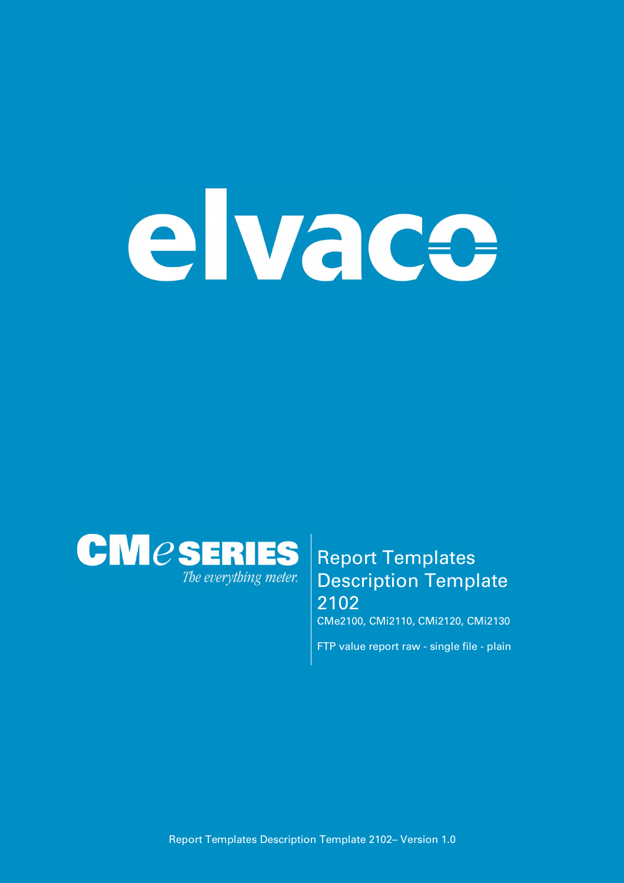elvaco

CMe SERIES

*The everything meter.*

# Report Templates Description Template 2102

CMe2100, CMi2110, CMi2120, CMi2130

FTP value report raw - single file - plain

Report Templates Description Template 2102– Version 1.0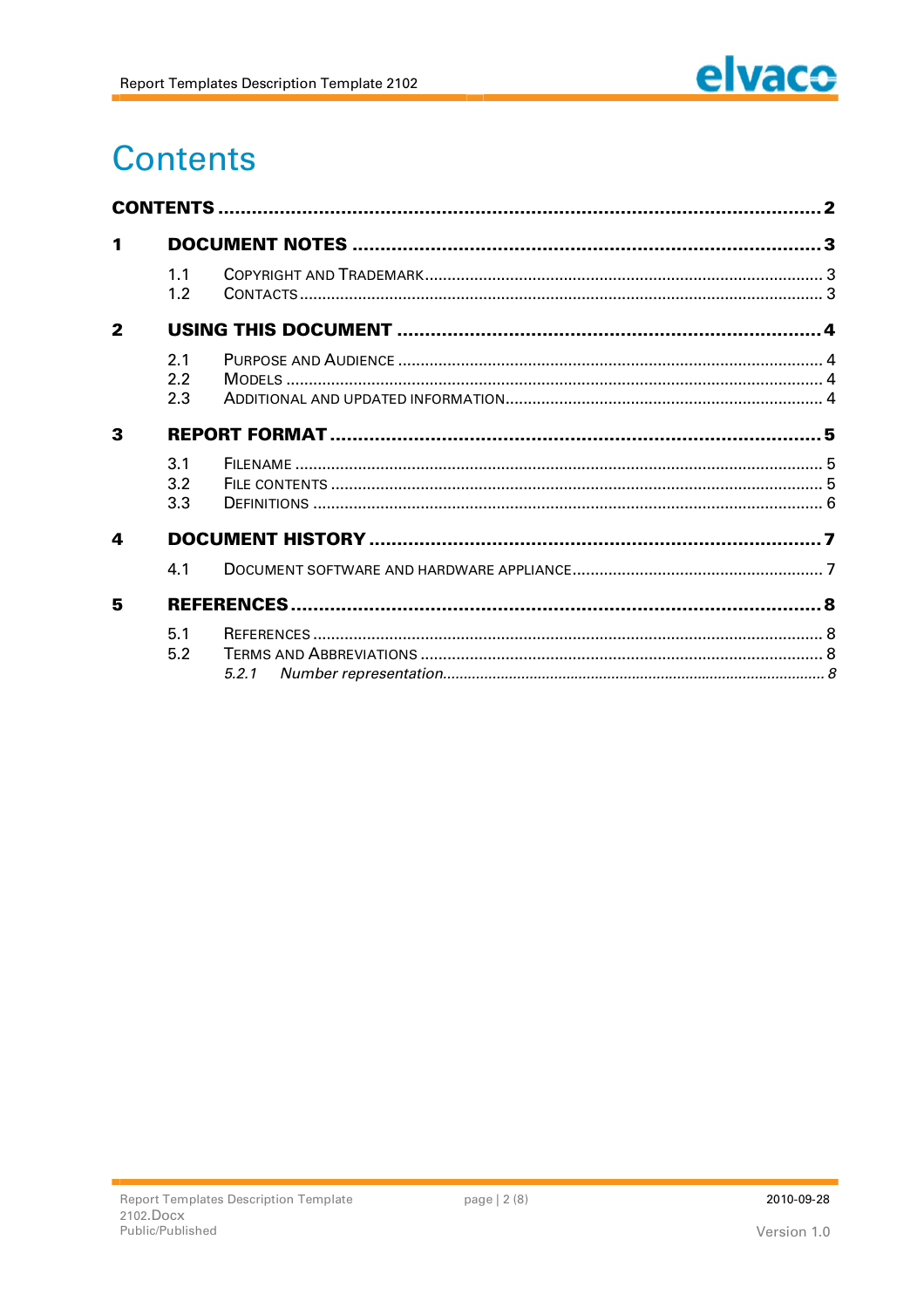# Contents

**CONTENTS** .......... **2**

**1 DOCUMENT NOTES** .......... **3**

- 1.1 Copyright and Trademark .......... 3
- 1.2 Contacts .......... 3

**2 USING THIS DOCUMENT** .......... **4**

- 2.1 Purpose and Audience .......... 4
- 2.2 Models .......... 4
- 2.3 Additional and updated information .......... 4

**3 REPORT FORMAT** .......... **5**

- 3.1 Filename .......... 5
- 3.2 File contents .......... 5
- 3.3 Definitions .......... 6

**4 DOCUMENT HISTORY** .......... **7**

- 4.1 Document software and hardware appliance .......... 7

**5 REFERENCES** .......... **8**

- 5.1 References .......... 8
- 5.2 Terms and Abbreviations .......... 8
  - *5.2.1 Number representation* .......... *8*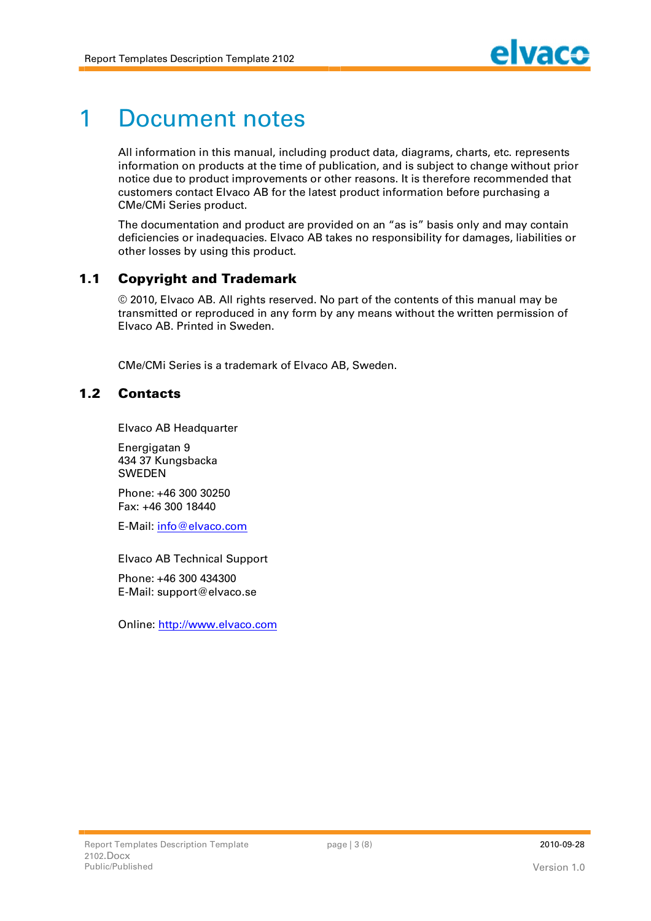# 1 Document notes

All information in this manual, including product data, diagrams, charts, etc. represents information on products at the time of publication, and is subject to change without prior notice due to product improvements or other reasons. It is therefore recommended that customers contact Elvaco AB for the latest product information before purchasing a CMe/CMi Series product.

The documentation and product are provided on an "as is" basis only and may contain deficiencies or inadequacies. Elvaco AB takes no responsibility for damages, liabilities or other losses by using this product.

## 1.1 Copyright and Trademark

© 2010, Elvaco AB. All rights reserved. No part of the contents of this manual may be transmitted or reproduced in any form by any means without the written permission of Elvaco AB. Printed in Sweden.

CMe/CMi Series is a trademark of Elvaco AB, Sweden.

## 1.2 Contacts

Elvaco AB Headquarter

Energigatan 9
434 37 Kungsbacka
SWEDEN

Phone: +46 300 30250
Fax: +46 300 18440

E-Mail: info@elvaco.com

Elvaco AB Technical Support

Phone: +46 300 434300
E-Mail: support@elvaco.se

Online: http://www.elvaco.com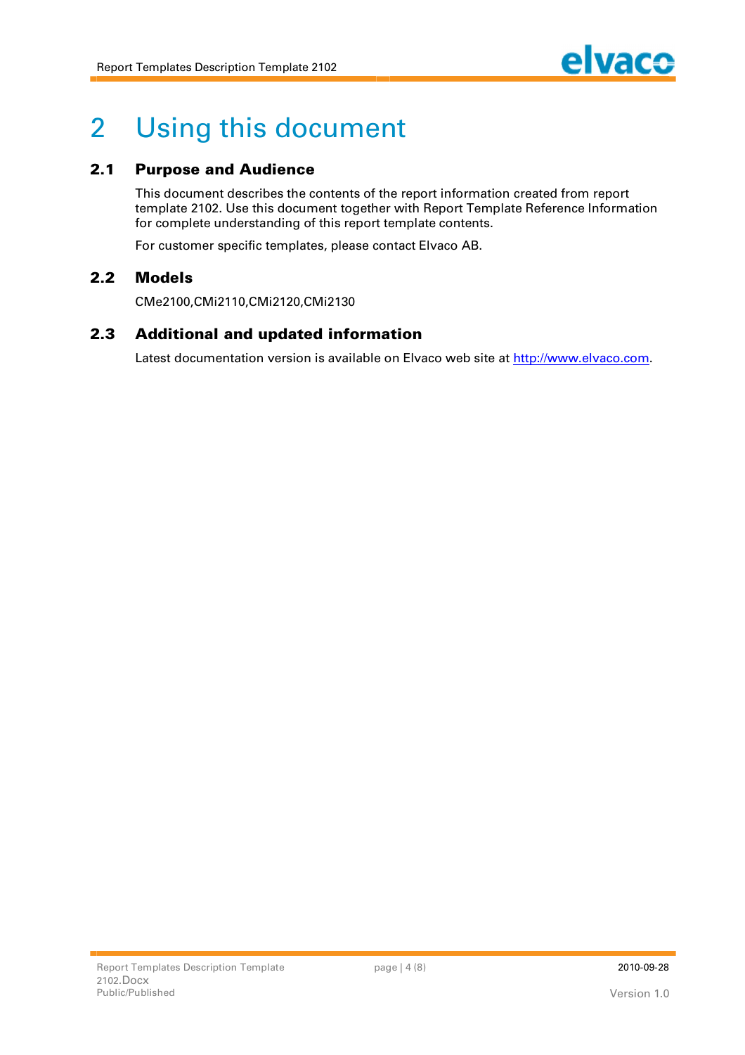# 2 Using this document

## 2.1 Purpose and Audience

This document describes the contents of the report information created from report template 2102. Use this document together with Report Template Reference Information for complete understanding of this report template contents.

For customer specific templates, please contact Elvaco AB.

## 2.2 Models

CMe2100,CMi2110,CMi2120,CMi2130

## 2.3 Additional and updated information

Latest documentation version is available on Elvaco web site at [http://www.elvaco.com](http://www.elvaco.com).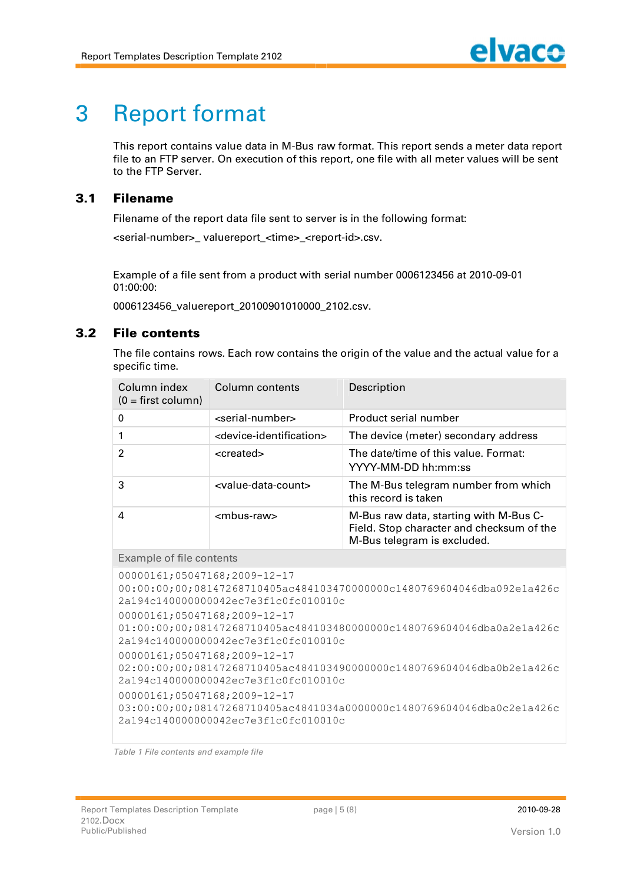# 3 Report format

This report contains value data in M-Bus raw format. This report sends a meter data report file to an FTP server. On execution of this report, one file with all meter values will be sent to the FTP Server.

## 3.1 Filename

Filename of the report data file sent to server is in the following format:

<serial-number>_ valuereport_<time>_<report-id>.csv.

Example of a file sent from a product with serial number 0006123456 at 2010-09-01 01:00:00:

0006123456_valuereport_20100901010000_2102.csv.

## 3.2 File contents

The file contains rows. Each row contains the origin of the value and the actual value for a specific time.

| Column index (0 = first column) | Column contents | Description |
|---|---|---|
| 0 | <serial-number> | Product serial number |
| 1 | <device-identification> | The device (meter) secondary address |
| 2 | <created> | The date/time of this value. Format: YYYY-MM-DD hh:mm:ss |
| 3 | <value-data-count> | The M-Bus telegram number from which this record is taken |
| 4 | <mbus-raw> | M-Bus raw data, starting with M-Bus C-Field. Stop character and checksum of the M-Bus telegram is excluded. |
| Example of file contents | | |

```
00000161;05047168;2009-12-17 00:00:00;00;08147268710405ac484103470000000c1480769604046dba092e1a426c2a194c140000000042ec7e3f1c0fc010010c
00000161;05047168;2009-12-17 01:00:00;00;08147268710405ac484103480000000c1480769604046dba0a2e1a426c2a194c140000000042ec7e3f1c0fc010010c
00000161;05047168;2009-12-17 02:00:00;00;08147268710405ac484103490000000c1480769604046dba0b2e1a426c2a194c140000000042ec7e3f1c0fc010010c
00000161;05047168;2009-12-17 03:00:00;00;08147268710405ac4841034a0000000c1480769604046dba0c2e1a426c2a194c140000000042ec7e3f1c0fc010010c
```

*Table 1 File contents and example file*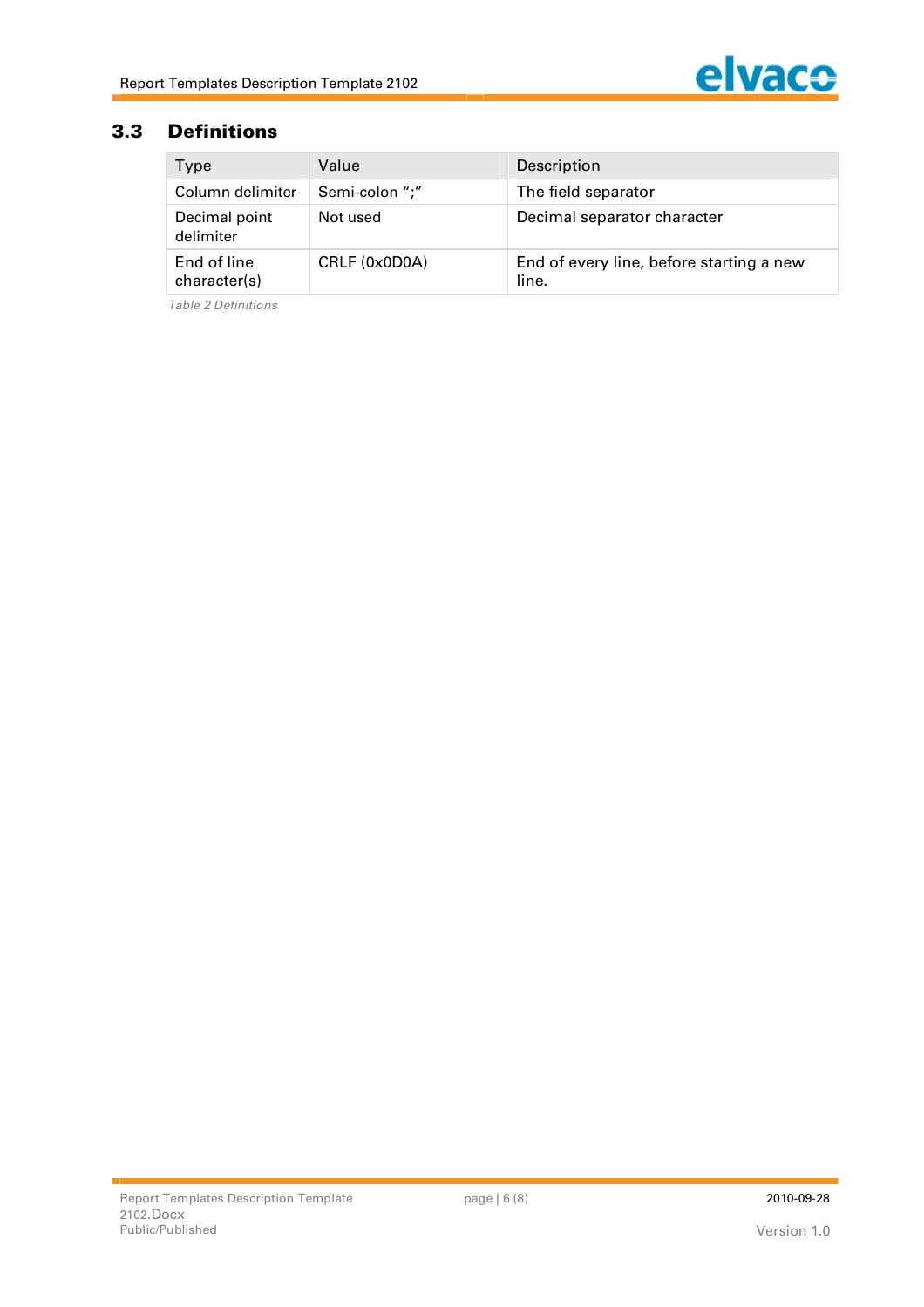## 3.3 Definitions

| Type | Value | Description |
| --- | --- | --- |
| Column delimiter | Semi-colon ";" | The field separator |
| Decimal point delimiter | Not used | Decimal separator character |
| End of line character(s) | CRLF (0x0D0A) | End of every line, before starting a new line. |

*Table 2 Definitions*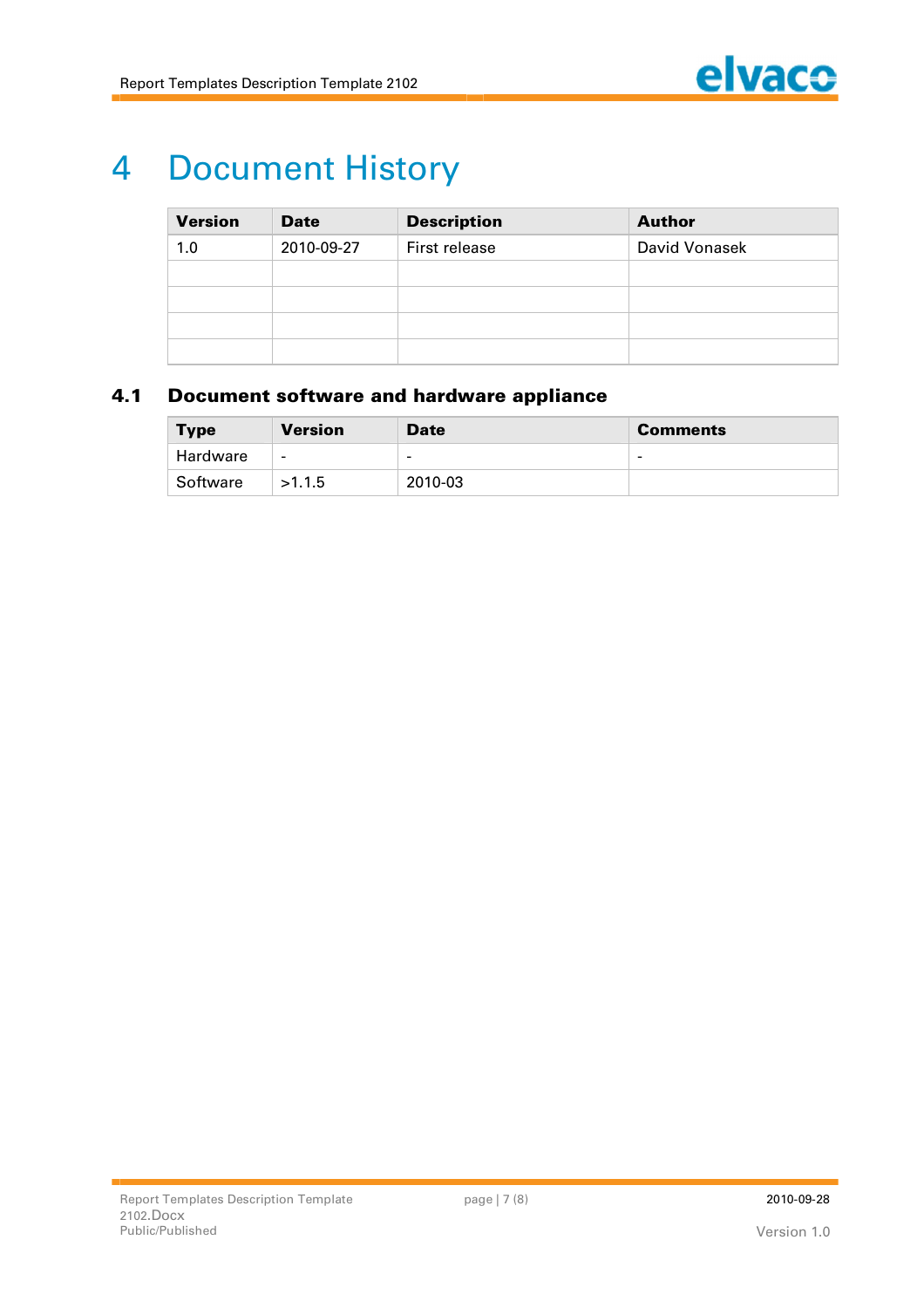# 4 Document History

| Version | Date | Description | Author |
|---|---|---|---|
| 1.0 | 2010-09-27 | First release | David Vonasek |
| | | | |
| | | | |
| | | | |
| | | | |

## 4.1 Document software and hardware appliance

| Type | Version | Date | Comments |
|---|---|---|---|
| Hardware | - | - | - |
| Software | >1.1.5 | 2010-03 | |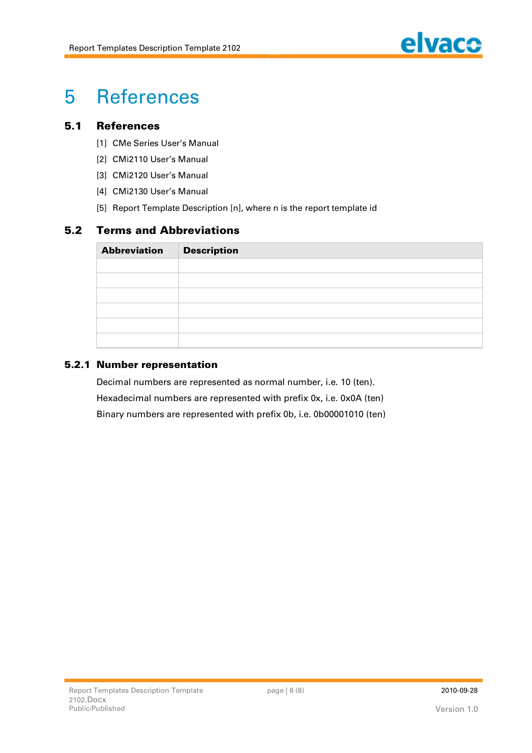# 5 References

## 5.1 References

[1] CMe Series User's Manual

[2] CMi2110 User's Manual

[3] CMi2120 User's Manual

[4] CMi2130 User's Manual

[5] Report Template Description [n], where n is the report template id

## 5.2 Terms and Abbreviations

| Abbreviation | Description |
|---|---|
| | |
| | |
| | |
| | |
| | |
| | |

### 5.2.1 Number representation

Decimal numbers are represented as normal number, i.e. 10 (ten).

Hexadecimal numbers are represented with prefix 0x, i.e. 0x0A (ten)

Binary numbers are represented with prefix 0b, i.e. 0b00001010 (ten)